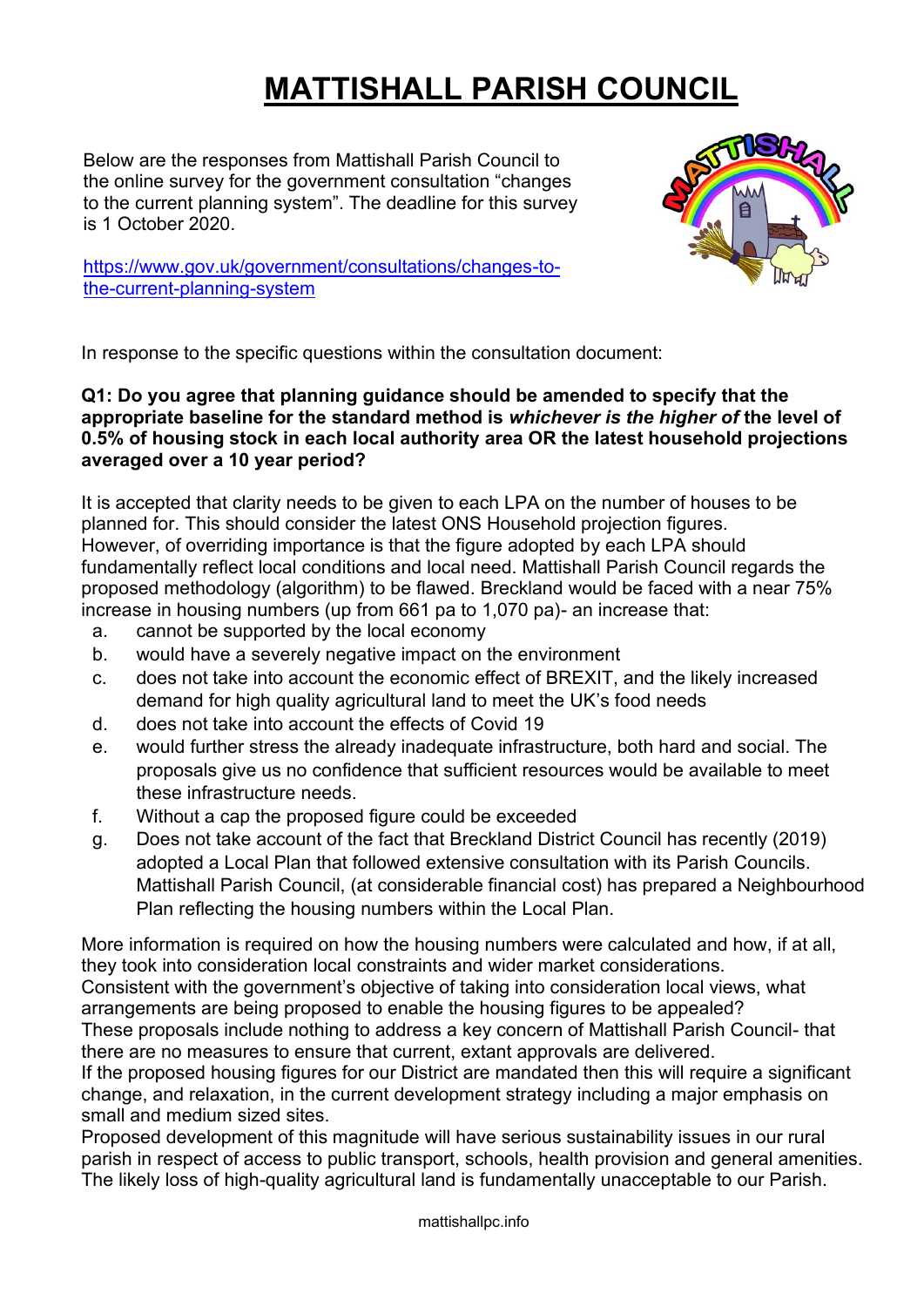# MATTISHALL PARISH COUNCIL

Below are the responses from Mattishall Parish Council to the online survey for the government consultation "changes to the current planning system". The deadline for this survey is 1 October 2020.

https://www.gov.uk/government/consultations/changes-to-the-current-planning-system

In response to the specific questions within the consultation document:

**Q1: Do you agree that planning guidance should be amended to specify that the appropriate baseline for the standard method is *whichever is the higher of* the level of 0.5% of housing stock in each local authority area OR the latest household projections averaged over a 10 year period?**

It is accepted that clarity needs to be given to each LPA on the number of houses to be planned for. This should consider the latest ONS Household projection figures. However, of overriding importance is that the figure adopted by each LPA should fundamentally reflect local conditions and local need. Mattishall Parish Council regards the proposed methodology (algorithm) to be flawed. Breckland would be faced with a near 75% increase in housing numbers (up from 661 pa to 1,070 pa)- an increase that:

a. cannot be supported by the local economy
b. would have a severely negative impact on the environment
c. does not take into account the economic effect of BREXIT, and the likely increased demand for high quality agricultural land to meet the UK's food needs
d. does not take into account the effects of Covid 19
e. would further stress the already inadequate infrastructure, both hard and social. The proposals give us no confidence that sufficient resources would be available to meet these infrastructure needs.
f. Without a cap the proposed figure could be exceeded
g. Does not take account of the fact that Breckland District Council has recently (2019) adopted a Local Plan that followed extensive consultation with its Parish Councils. Mattishall Parish Council, (at considerable financial cost) has prepared a Neighbourhood Plan reflecting the housing numbers within the Local Plan.

More information is required on how the housing numbers were calculated and how, if at all, they took into consideration local constraints and wider market considerations.
Consistent with the government's objective of taking into consideration local views, what arrangements are being proposed to enable the housing figures to be appealed?
These proposals include nothing to address a key concern of Mattishall Parish Council- that there are no measures to ensure that current, extant approvals are delivered.
If the proposed housing figures for our District are mandated then this will require a significant change, and relaxation, in the current development strategy including a major emphasis on small and medium sized sites.
Proposed development of this magnitude will have serious sustainability issues in our rural parish in respect of access to public transport, schools, health provision and general amenities. The likely loss of high-quality agricultural land is fundamentally unacceptable to our Parish.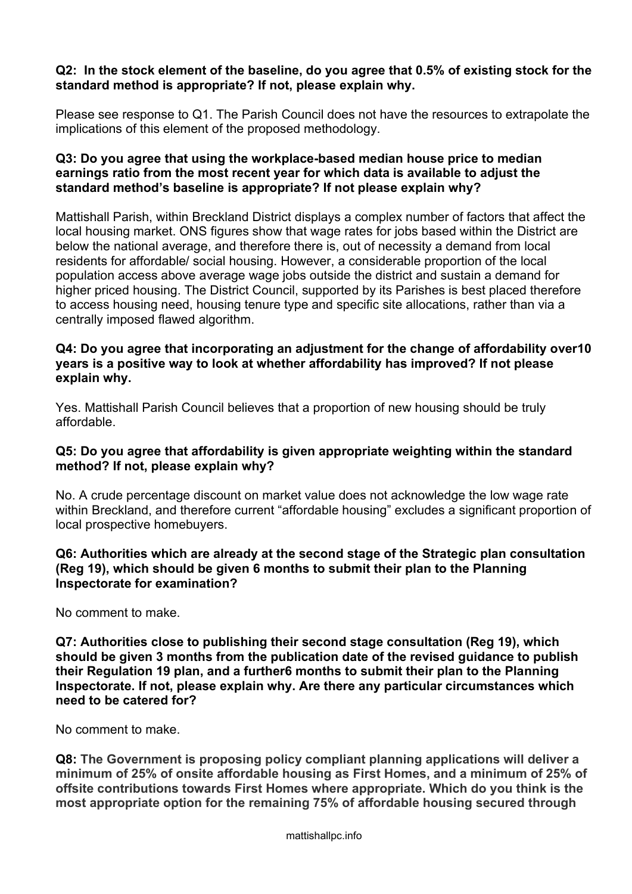**Q2: In the stock element of the baseline, do you agree that 0.5% of existing stock for the standard method is appropriate? If not, please explain why.**

Please see response to Q1. The Parish Council does not have the resources to extrapolate the implications of this element of the proposed methodology.

**Q3: Do you agree that using the workplace-based median house price to median earnings ratio from the most recent year for which data is available to adjust the standard method's baseline is appropriate? If not please explain why?**

Mattishall Parish, within Breckland District displays a complex number of factors that affect the local housing market. ONS figures show that wage rates for jobs based within the District are below the national average, and therefore there is, out of necessity a demand from local residents for affordable/ social housing. However, a considerable proportion of the local population access above average wage jobs outside the district and sustain a demand for higher priced housing. The District Council, supported by its Parishes is best placed therefore to access housing need, housing tenure type and specific site allocations, rather than via a centrally imposed flawed algorithm.

**Q4: Do you agree that incorporating an adjustment for the change of affordability over10 years is a positive way to look at whether affordability has improved? If not please explain why.**

Yes. Mattishall Parish Council believes that a proportion of new housing should be truly affordable.

**Q5: Do you agree that affordability is given appropriate weighting within the standard method? If not, please explain why?**

No. A crude percentage discount on market value does not acknowledge the low wage rate within Breckland, and therefore current "affordable housing" excludes a significant proportion of local prospective homebuyers.

**Q6: Authorities which are already at the second stage of the Strategic plan consultation (Reg 19), which should be given 6 months to submit their plan to the Planning Inspectorate for examination?**

No comment to make.

**Q7: Authorities close to publishing their second stage consultation (Reg 19), which should be given 3 months from the publication date of the revised guidance to publish their Regulation 19 plan, and a further6 months to submit their plan to the Planning Inspectorate. If not, please explain why. Are there any particular circumstances which need to be catered for?**

No comment to make.

**Q8: The Government is proposing policy compliant planning applications will deliver a minimum of 25% of onsite affordable housing as First Homes, and a minimum of 25% of offsite contributions towards First Homes where appropriate. Which do you think is the most appropriate option for the remaining 75% of affordable housing secured through**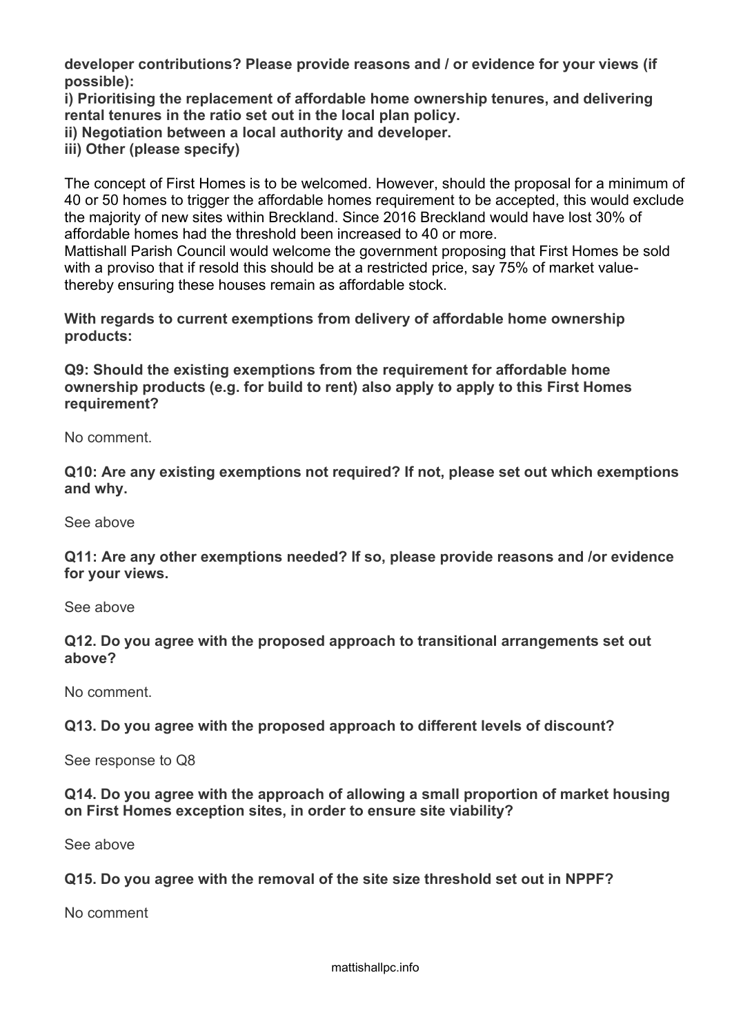**developer contributions? Please provide reasons and / or evidence for your views (if possible):**
**i) Prioritising the replacement of affordable home ownership tenures, and delivering rental tenures in the ratio set out in the local plan policy.**
**ii) Negotiation between a local authority and developer.**
**iii) Other (please specify)**

The concept of First Homes is to be welcomed. However, should the proposal for a minimum of 40 or 50 homes to trigger the affordable homes requirement to be accepted, this would exclude the majority of new sites within Breckland. Since 2016 Breckland would have lost 30% of affordable homes had the threshold been increased to 40 or more.
Mattishall Parish Council would welcome the government proposing that First Homes be sold with a proviso that if resold this should be at a restricted price, say 75% of market value- thereby ensuring these houses remain as affordable stock.

**With regards to current exemptions from delivery of affordable home ownership products:**

**Q9: Should the existing exemptions from the requirement for affordable home ownership products (e.g. for build to rent) also apply to apply to this First Homes requirement?**

No comment.

**Q10: Are any existing exemptions not required? If not, please set out which exemptions and why.**

See above

**Q11: Are any other exemptions needed? If so, please provide reasons and /or evidence for your views.**

See above

**Q12. Do you agree with the proposed approach to transitional arrangements set out above?**

No comment.

**Q13. Do you agree with the proposed approach to different levels of discount?**

See response to Q8

**Q14. Do you agree with the approach of allowing a small proportion of market housing on First Homes exception sites, in order to ensure site viability?**

See above

**Q15. Do you agree with the removal of the site size threshold set out in NPPF?**

No comment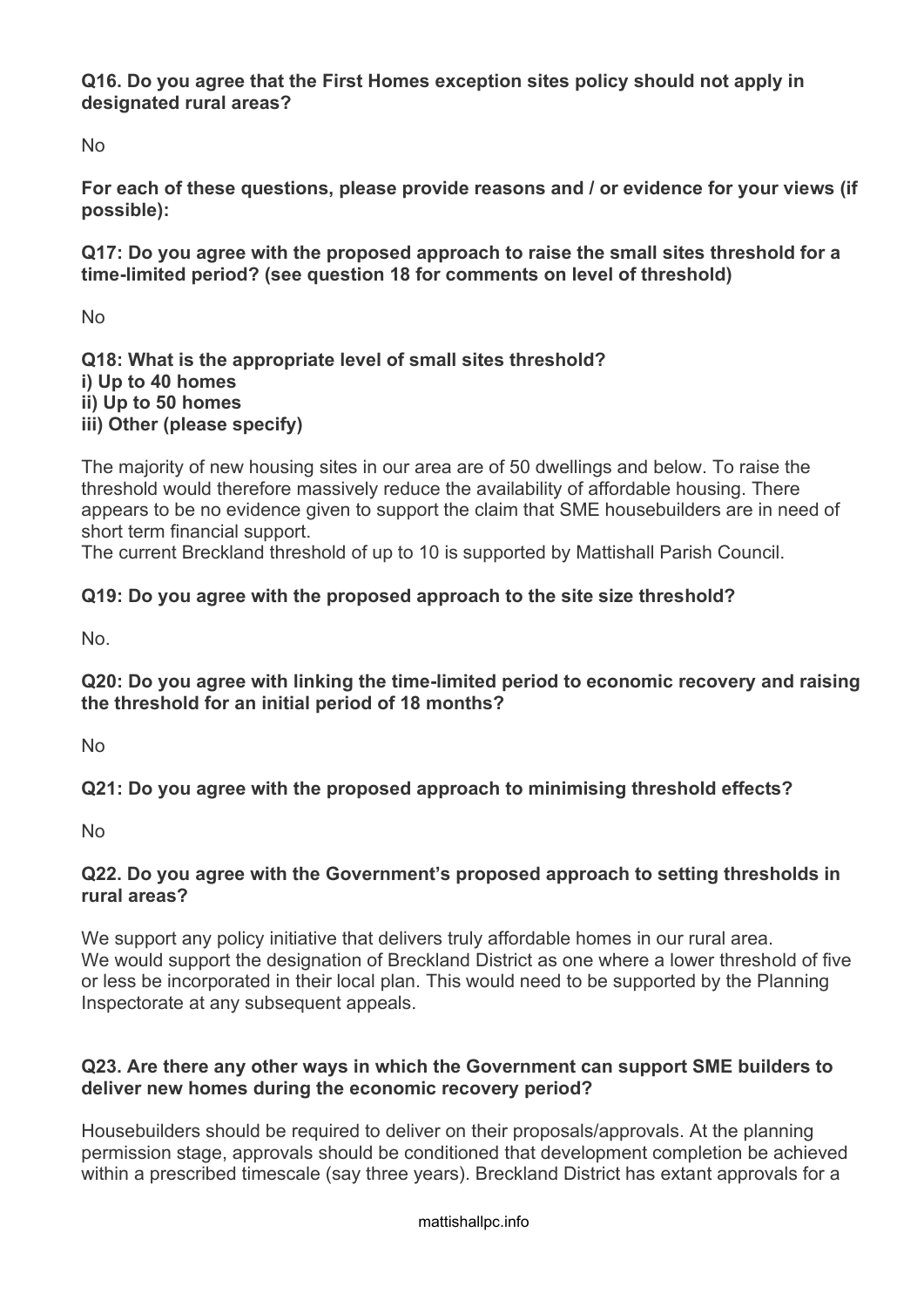**Q16. Do you agree that the First Homes exception sites policy should not apply in designated rural areas?**

No

**For each of these questions, please provide reasons and / or evidence for your views (if possible):**

**Q17: Do you agree with the proposed approach to raise the small sites threshold for a time-limited period? (see question 18 for comments on level of threshold)**

No

**Q18: What is the appropriate level of small sites threshold?**
**i) Up to 40 homes**
**ii) Up to 50 homes**
**iii) Other (please specify)**

The majority of new housing sites in our area are of 50 dwellings and below. To raise the threshold would therefore massively reduce the availability of affordable housing. There appears to be no evidence given to support the claim that SME housebuilders are in need of short term financial support.
The current Breckland threshold of up to 10 is supported by Mattishall Parish Council.

**Q19: Do you agree with the proposed approach to the site size threshold?**

No.

**Q20: Do you agree with linking the time-limited period to economic recovery and raising the threshold for an initial period of 18 months?**

No

**Q21: Do you agree with the proposed approach to minimising threshold effects?**

No

**Q22. Do you agree with the Government's proposed approach to setting thresholds in rural areas?**

We support any policy initiative that delivers truly affordable homes in our rural area.
We would support the designation of Breckland District as one where a lower threshold of five or less be incorporated in their local plan. This would need to be supported by the Planning Inspectorate at any subsequent appeals.

**Q23. Are there any other ways in which the Government can support SME builders to deliver new homes during the economic recovery period?**

Housebuilders should be required to deliver on their proposals/approvals. At the planning permission stage, approvals should be conditioned that development completion be achieved within a prescribed timescale (say three years). Breckland District has extant approvals for a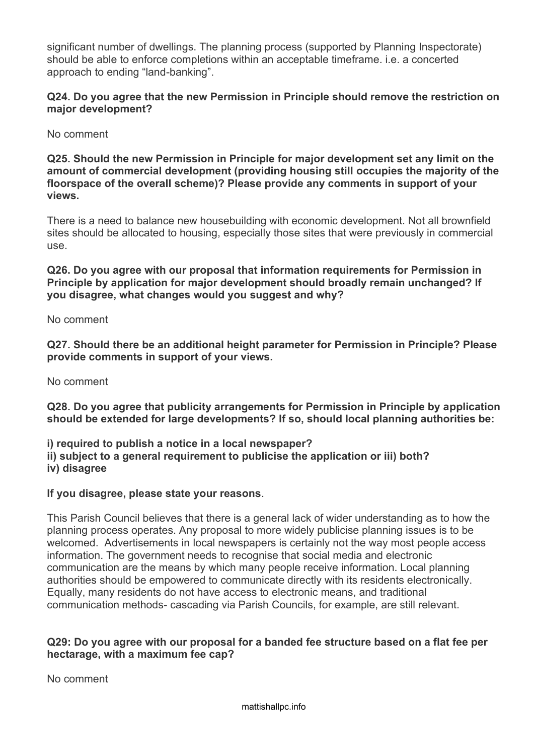significant number of dwellings. The planning process (supported by Planning Inspectorate) should be able to enforce completions within an acceptable timeframe. i.e. a concerted approach to ending "land-banking".

**Q24. Do you agree that the new Permission in Principle should remove the restriction on major development?**

No comment

**Q25. Should the new Permission in Principle for major development set any limit on the amount of commercial development (providing housing still occupies the majority of the floorspace of the overall scheme)? Please provide any comments in support of your views.**

There is a need to balance new housebuilding with economic development. Not all brownfield sites should be allocated to housing, especially those sites that were previously in commercial use.

**Q26. Do you agree with our proposal that information requirements for Permission in Principle by application for major development should broadly remain unchanged? If you disagree, what changes would you suggest and why?**

No comment

**Q27. Should there be an additional height parameter for Permission in Principle? Please provide comments in support of your views.**

No comment

**Q28. Do you agree that publicity arrangements for Permission in Principle by application should be extended for large developments? If so, should local planning authorities be:**

**i) required to publish a notice in a local newspaper?**
**ii) subject to a general requirement to publicise the application or iii) both?**
**iv) disagree**

**If you disagree, please state your reasons**.

This Parish Council believes that there is a general lack of wider understanding as to how the planning process operates. Any proposal to more widely publicise planning issues is to be welcomed. Advertisements in local newspapers is certainly not the way most people access information. The government needs to recognise that social media and electronic communication are the means by which many people receive information. Local planning authorities should be empowered to communicate directly with its residents electronically. Equally, many residents do not have access to electronic means, and traditional communication methods- cascading via Parish Councils, for example, are still relevant.

**Q29: Do you agree with our proposal for a banded fee structure based on a flat fee per hectarage, with a maximum fee cap?**

No comment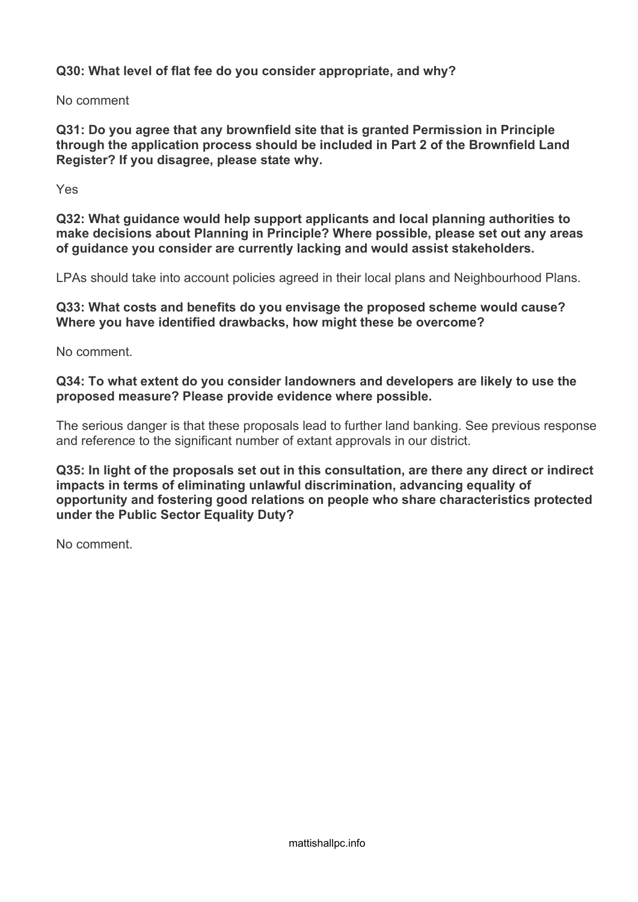**Q30: What level of flat fee do you consider appropriate, and why?**

No comment

**Q31: Do you agree that any brownfield site that is granted Permission in Principle through the application process should be included in Part 2 of the Brownfield Land Register? If you disagree, please state why.**

Yes

**Q32: What guidance would help support applicants and local planning authorities to make decisions about Planning in Principle? Where possible, please set out any areas of guidance you consider are currently lacking and would assist stakeholders.**

LPAs should take into account policies agreed in their local plans and Neighbourhood Plans.

**Q33: What costs and benefits do you envisage the proposed scheme would cause? Where you have identified drawbacks, how might these be overcome?**

No comment.

**Q34: To what extent do you consider landowners and developers are likely to use the proposed measure? Please provide evidence where possible.**

The serious danger is that these proposals lead to further land banking. See previous response and reference to the significant number of extant approvals in our district.

**Q35: In light of the proposals set out in this consultation, are there any direct or indirect impacts in terms of eliminating unlawful discrimination, advancing equality of opportunity and fostering good relations on people who share characteristics protected under the Public Sector Equality Duty?**

No comment.